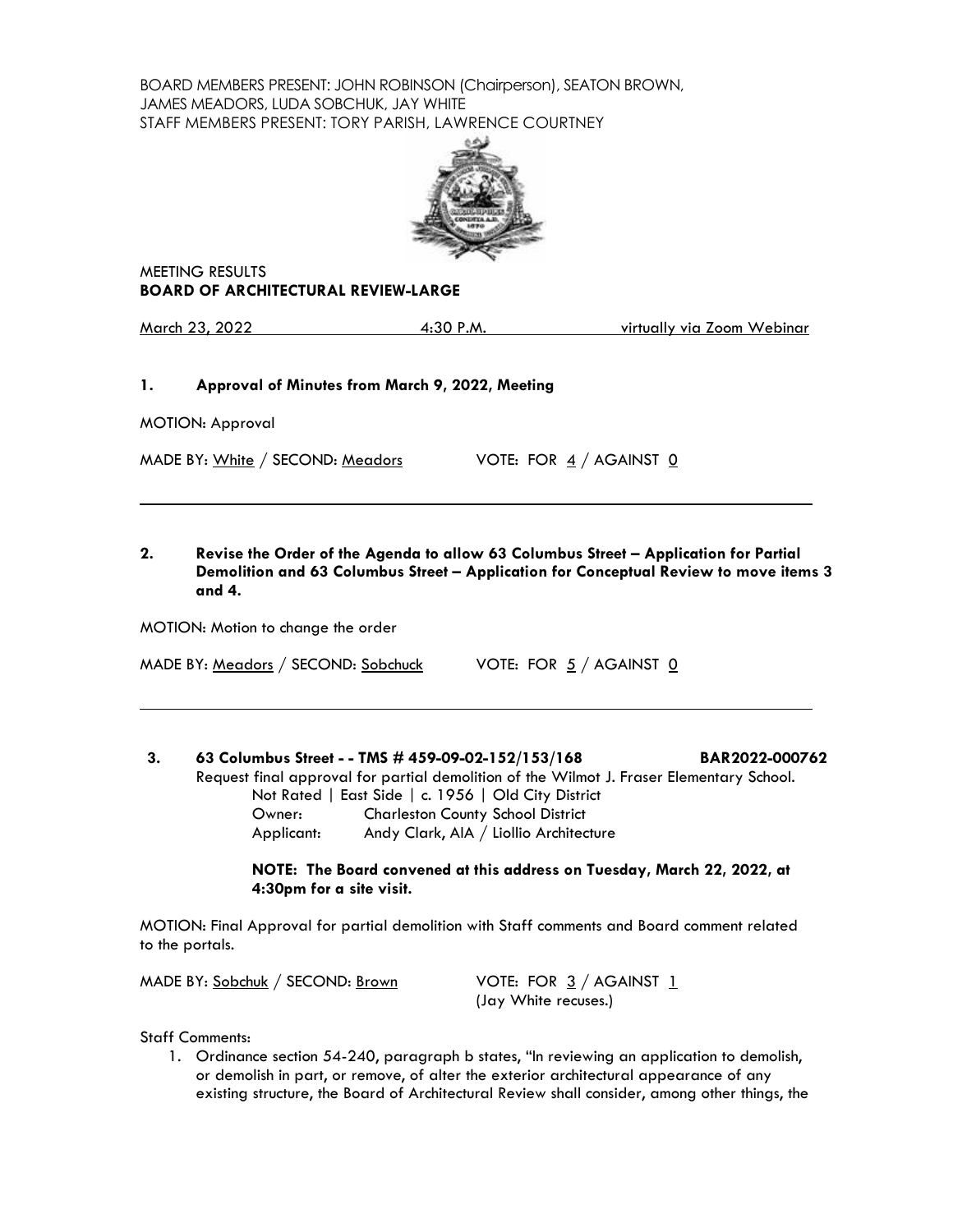BOARD MEMBERS PRESENT: JOHN ROBINSON (Chairperson), SEATON BROWN, JAMES MEADORS, LUDA SOBCHUK, JAY WHITE
STAFF MEMBERS PRESENT: TORY PARISH, LAWRENCE COURTNEY

MEETING RESULTS
**BOARD OF ARCHITECTURAL REVIEW-LARGE**

March 23, 2022 — 4:30 P.M. — virtually via Zoom Webinar

**1. Approval of Minutes from March 9, 2022, Meeting**

MOTION: Approval

MADE BY: White / SECOND: Meadors — VOTE: FOR 4 / AGAINST 0

---

**2. Revise the Order of the Agenda to allow 63 Columbus Street – Application for Partial Demolition and 63 Columbus Street – Application for Conceptual Review to move items 3 and 4.**

MOTION: Motion to change the order

MADE BY: Meadors / SECOND: Sobchuck — VOTE: FOR 5 / AGAINST 0

---

**3. 63 Columbus Street - - TMS # 459-09-02-152/153/168 — BAR2022-000762**

Request final approval for partial demolition of the Wilmot J. Fraser Elementary School.

Not Rated | East Side | c. 1956 | Old City District

Owner: Charleston County School District

Applicant: Andy Clark, AIA / Liollio Architecture

**NOTE: The Board convened at this address on Tuesday, March 22, 2022, at 4:30pm for a site visit.**

MOTION: Final Approval for partial demolition with Staff comments and Board comment related to the portals.

MADE BY: Sobchuk / SECOND: Brown — VOTE: FOR 3 / AGAINST 1
(Jay White recuses.)

Staff Comments:

1. Ordinance section 54-240, paragraph b states, "In reviewing an application to demolish, or demolish in part, or remove, of alter the exterior architectural appearance of any existing structure, the Board of Architectural Review shall consider, among other things, the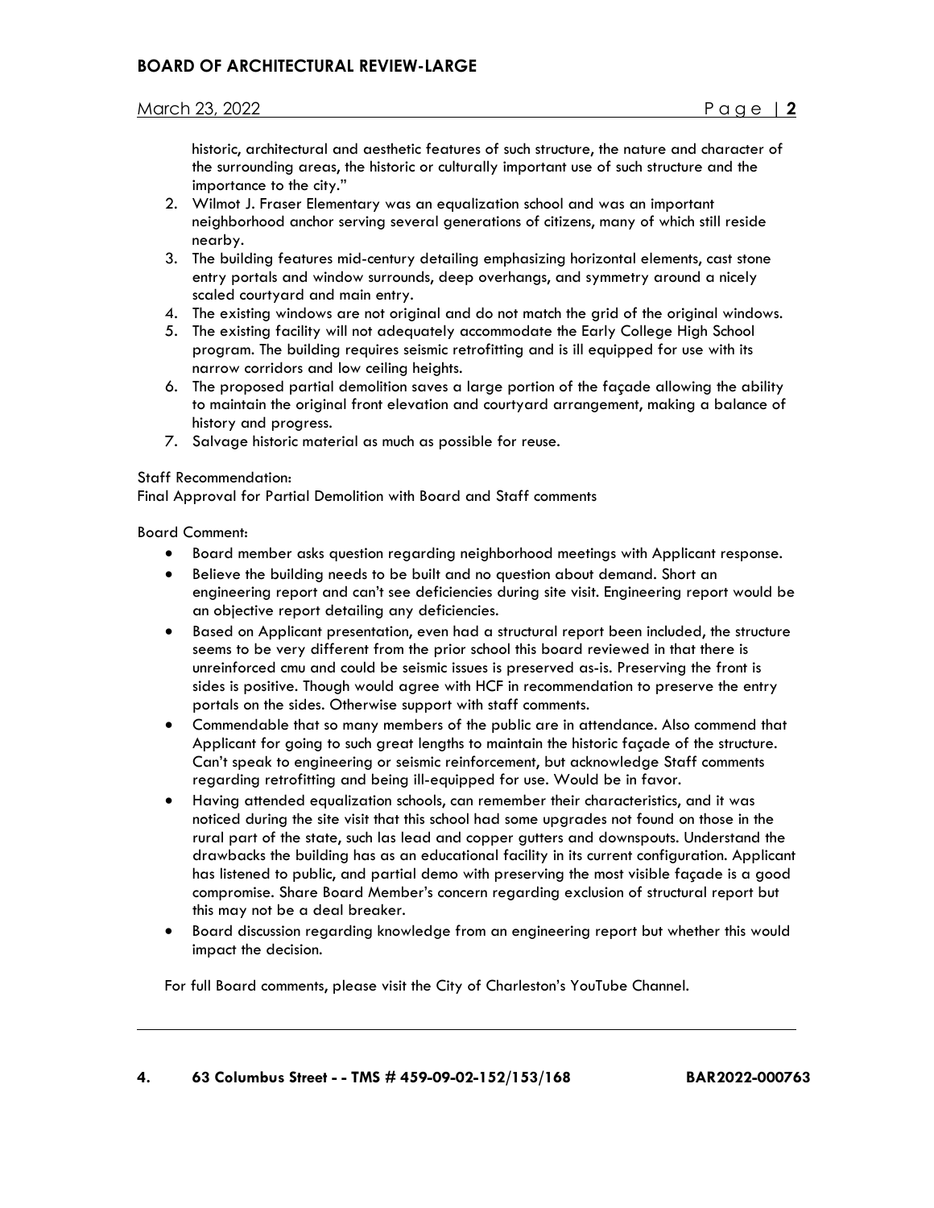historic, architectural and aesthetic features of such structure, the nature and character of the surrounding areas, the historic or culturally important use of such structure and the importance to the city."

2. Wilmot J. Fraser Elementary was an equalization school and was an important neighborhood anchor serving several generations of citizens, many of which still reside nearby.
3. The building features mid-century detailing emphasizing horizontal elements, cast stone entry portals and window surrounds, deep overhangs, and symmetry around a nicely scaled courtyard and main entry.
4. The existing windows are not original and do not match the grid of the original windows.
5. The existing facility will not adequately accommodate the Early College High School program. The building requires seismic retrofitting and is ill equipped for use with its narrow corridors and low ceiling heights.
6. The proposed partial demolition saves a large portion of the façade allowing the ability to maintain the original front elevation and courtyard arrangement, making a balance of history and progress.
7. Salvage historic material as much as possible for reuse.

Staff Recommendation:
Final Approval for Partial Demolition with Board and Staff comments

Board Comment:

- Board member asks question regarding neighborhood meetings with Applicant response.
- Believe the building needs to be built and no question about demand. Short an engineering report and can't see deficiencies during site visit. Engineering report would be an objective report detailing any deficiencies.
- Based on Applicant presentation, even had a structural report been included, the structure seems to be very different from the prior school this board reviewed in that there is unreinforced cmu and could be seismic issues is preserved as-is. Preserving the front is sides is positive. Though would agree with HCF in recommendation to preserve the entry portals on the sides. Otherwise support with staff comments.
- Commendable that so many members of the public are in attendance. Also commend that Applicant for going to such great lengths to maintain the historic façade of the structure. Can't speak to engineering or seismic reinforcement, but acknowledge Staff comments regarding retrofitting and being ill-equipped for use. Would be in favor.
- Having attended equalization schools, can remember their characteristics, and it was noticed during the site visit that this school had some upgrades not found on those in the rural part of the state, such las lead and copper gutters and downspouts. Understand the drawbacks the building has as an educational facility in its current configuration. Applicant has listened to public, and partial demo with preserving the most visible façade is a good compromise. Share Board Member's concern regarding exclusion of structural report but this may not be a deal breaker.
- Board discussion regarding knowledge from an engineering report but whether this would impact the decision.

For full Board comments, please visit the City of Charleston's YouTube Channel.

---

**4. 63 Columbus Street - - TMS # 459-09-02-152/153/168 BAR2022-000763**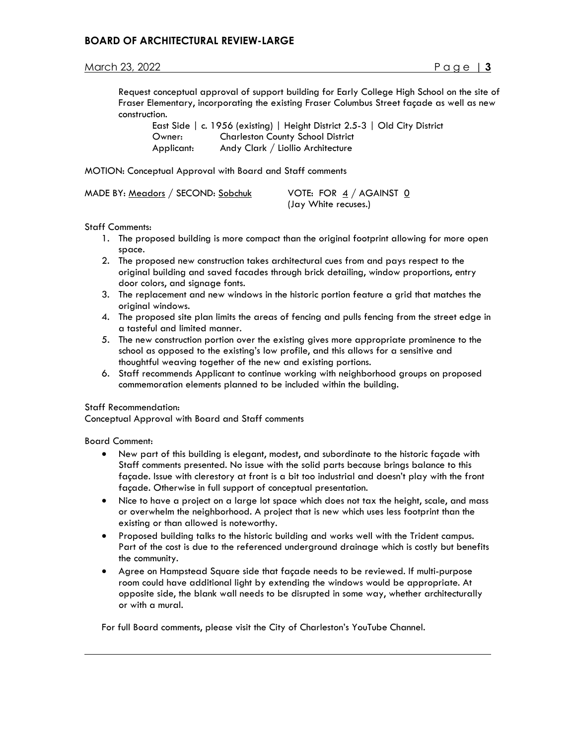Request conceptual approval of support building for Early College High School on the site of Fraser Elementary, incorporating the existing Fraser Columbus Street façade as well as new construction.

East Side | c. 1956 (existing) | Height District 2.5-3 | Old City District
Owner: Charleston County School District
Applicant: Andy Clark / Liollio Architecture

MOTION: Conceptual Approval with Board and Staff comments

MADE BY: Meadors / SECOND: Sobchuk VOTE: FOR 4 / AGAINST 0
(Jay White recuses.)

Staff Comments:

1. The proposed building is more compact than the original footprint allowing for more open space.
2. The proposed new construction takes architectural cues from and pays respect to the original building and saved facades through brick detailing, window proportions, entry door colors, and signage fonts.
3. The replacement and new windows in the historic portion feature a grid that matches the original windows.
4. The proposed site plan limits the areas of fencing and pulls fencing from the street edge in a tasteful and limited manner.
5. The new construction portion over the existing gives more appropriate prominence to the school as opposed to the existing's low profile, and this allows for a sensitive and thoughtful weaving together of the new and existing portions.
6. Staff recommends Applicant to continue working with neighborhood groups on proposed commemoration elements planned to be included within the building.

Staff Recommendation:
Conceptual Approval with Board and Staff comments

Board Comment:

- New part of this building is elegant, modest, and subordinate to the historic façade with Staff comments presented. No issue with the solid parts because brings balance to this façade. Issue with clerestory at front is a bit too industrial and doesn't play with the front façade. Otherwise in full support of conceptual presentation.
- Nice to have a project on a large lot space which does not tax the height, scale, and mass or overwhelm the neighborhood. A project that is new which uses less footprint than the existing or than allowed is noteworthy.
- Proposed building talks to the historic building and works well with the Trident campus. Part of the cost is due to the referenced underground drainage which is costly but benefits the community.
- Agree on Hampstead Square side that façade needs to be reviewed. If multi-purpose room could have additional light by extending the windows would be appropriate. At opposite side, the blank wall needs to be disrupted in some way, whether architecturally or with a mural.

For full Board comments, please visit the City of Charleston's YouTube Channel.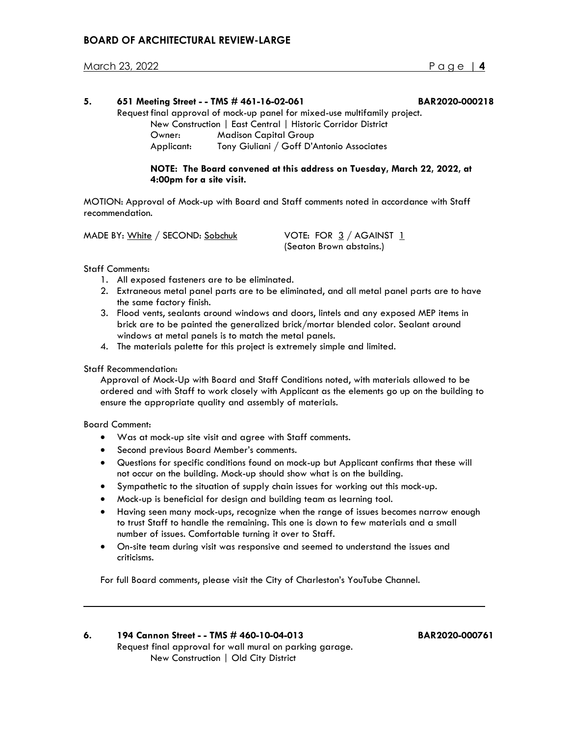**5. 651 Meeting Street - - TMS # 461-16-02-061 BAR2020-000218**

Request final approval of mock-up panel for mixed-use multifamily project.

New Construction | East Central | Historic Corridor District

Owner: Madison Capital Group

Applicant: Tony Giuliani / Goff D'Antonio Associates

**NOTE: The Board convened at this address on Tuesday, March 22, 2022, at 4:00pm for a site visit.**

MOTION: Approval of Mock-up with Board and Staff comments noted in accordance with Staff recommendation.

MADE BY: White / SECOND: Sobchuk VOTE: FOR 3 / AGAINST 1
(Seaton Brown abstains.)

Staff Comments:

1. All exposed fasteners are to be eliminated.
2. Extraneous metal panel parts are to be eliminated, and all metal panel parts are to have the same factory finish.
3. Flood vents, sealants around windows and doors, lintels and any exposed MEP items in brick are to be painted the generalized brick/mortar blended color. Sealant around windows at metal panels is to match the metal panels.
4. The materials palette for this project is extremely simple and limited.

Staff Recommendation:

Approval of Mock-Up with Board and Staff Conditions noted, with materials allowed to be ordered and with Staff to work closely with Applicant as the elements go up on the building to ensure the appropriate quality and assembly of materials.

Board Comment:

- Was at mock-up site visit and agree with Staff comments.
- Second previous Board Member's comments.
- Questions for specific conditions found on mock-up but Applicant confirms that these will not occur on the building. Mock-up should show what is on the building.
- Sympathetic to the situation of supply chain issues for working out this mock-up.
- Mock-up is beneficial for design and building team as learning tool.
- Having seen many mock-ups, recognize when the range of issues becomes narrow enough to trust Staff to handle the remaining. This one is down to few materials and a small number of issues. Comfortable turning it over to Staff.
- On-site team during visit was responsive and seemed to understand the issues and criticisms.

For full Board comments, please visit the City of Charleston's YouTube Channel.

---

**6. 194 Cannon Street - - TMS # 460-10-04-013 BAR2020-000761**

Request final approval for wall mural on parking garage.

New Construction | Old City District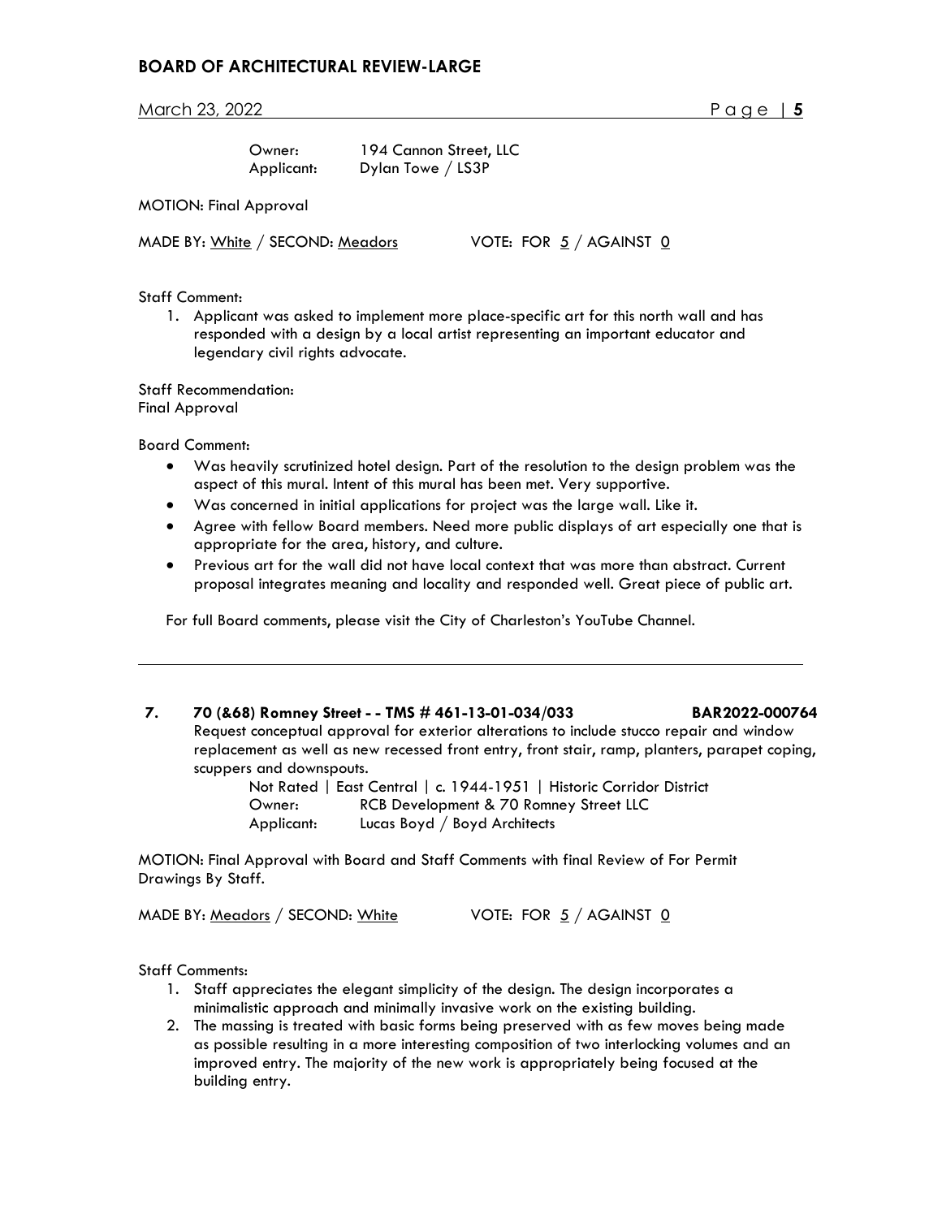Owner: 194 Cannon Street, LLC
Applicant: Dylan Towe / LS3P

MOTION: Final Approval

MADE BY: White / SECOND: Meadors VOTE: FOR 5 / AGAINST 0

Staff Comment:

1. Applicant was asked to implement more place-specific art for this north wall and has responded with a design by a local artist representing an important educator and legendary civil rights advocate.

Staff Recommendation:
Final Approval

Board Comment:

- Was heavily scrutinized hotel design. Part of the resolution to the design problem was the aspect of this mural. Intent of this mural has been met. Very supportive.
- Was concerned in initial applications for project was the large wall. Like it.
- Agree with fellow Board members. Need more public displays of art especially one that is appropriate for the area, history, and culture.
- Previous art for the wall did not have local context that was more than abstract. Current proposal integrates meaning and locality and responded well. Great piece of public art.

For full Board comments, please visit the City of Charleston's YouTube Channel.

---

**7. 70 (&68) Romney Street - - TMS # 461-13-01-034/033 BAR2022-000764**

Request conceptual approval for exterior alterations to include stucco repair and window replacement as well as new recessed front entry, front stair, ramp, planters, parapet coping, scuppers and downspouts.

Not Rated | East Central | c. 1944-1951 | Historic Corridor District
Owner: RCB Development & 70 Romney Street LLC
Applicant: Lucas Boyd / Boyd Architects

MOTION: Final Approval with Board and Staff Comments with final Review of For Permit Drawings By Staff.

MADE BY: Meadors / SECOND: White VOTE: FOR 5 / AGAINST 0

Staff Comments:

1. Staff appreciates the elegant simplicity of the design. The design incorporates a minimalistic approach and minimally invasive work on the existing building.
2. The massing is treated with basic forms being preserved with as few moves being made as possible resulting in a more interesting composition of two interlocking volumes and an improved entry. The majority of the new work is appropriately being focused at the building entry.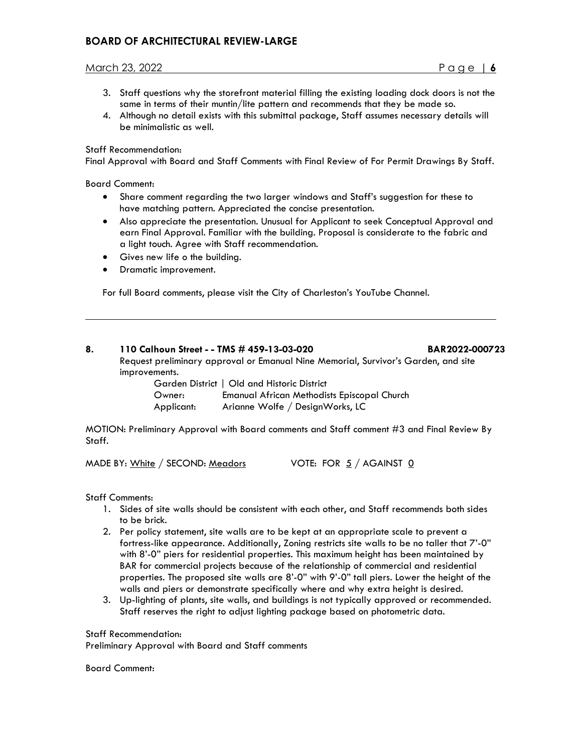3. Staff questions why the storefront material filling the existing loading dock doors is not the same in terms of their muntin/lite pattern and recommends that they be made so.
4. Although no detail exists with this submittal package, Staff assumes necessary details will be minimalistic as well.

Staff Recommendation:
Final Approval with Board and Staff Comments with Final Review of For Permit Drawings By Staff.

Board Comment:

- Share comment regarding the two larger windows and Staff's suggestion for these to have matching pattern. Appreciated the concise presentation.
- Also appreciate the presentation. Unusual for Applicant to seek Conceptual Approval and earn Final Approval. Familiar with the building. Proposal is considerate to the fabric and a light touch. Agree with Staff recommendation.
- Gives new life o the building.
- Dramatic improvement.

For full Board comments, please visit the City of Charleston's YouTube Channel.

---

**8. 110 Calhoun Street - - TMS # 459-13-03-020 BAR2022-000723**

Request preliminary approval or Emanual Nine Memorial, Survivor's Garden, and site improvements.

Garden District | Old and Historic District
Owner: Emanual African Methodists Episcopal Church
Applicant: Arianne Wolfe / DesignWorks, LC

MOTION: Preliminary Approval with Board comments and Staff comment #3 and Final Review By Staff.

MADE BY: White / SECOND: Meadors VOTE: FOR 5 / AGAINST 0

Staff Comments:

1. Sides of site walls should be consistent with each other, and Staff recommends both sides to be brick.
2. Per policy statement, site walls are to be kept at an appropriate scale to prevent a fortress-like appearance. Additionally, Zoning restricts site walls to be no taller that 7'-0" with 8'-0" piers for residential properties. This maximum height has been maintained by BAR for commercial projects because of the relationship of commercial and residential properties. The proposed site walls are 8'-0" with 9'-0" tall piers. Lower the height of the walls and piers or demonstrate specifically where and why extra height is desired.
3. Up-lighting of plants, site walls, and buildings is not typically approved or recommended. Staff reserves the right to adjust lighting package based on photometric data.

Staff Recommendation:
Preliminary Approval with Board and Staff comments

Board Comment: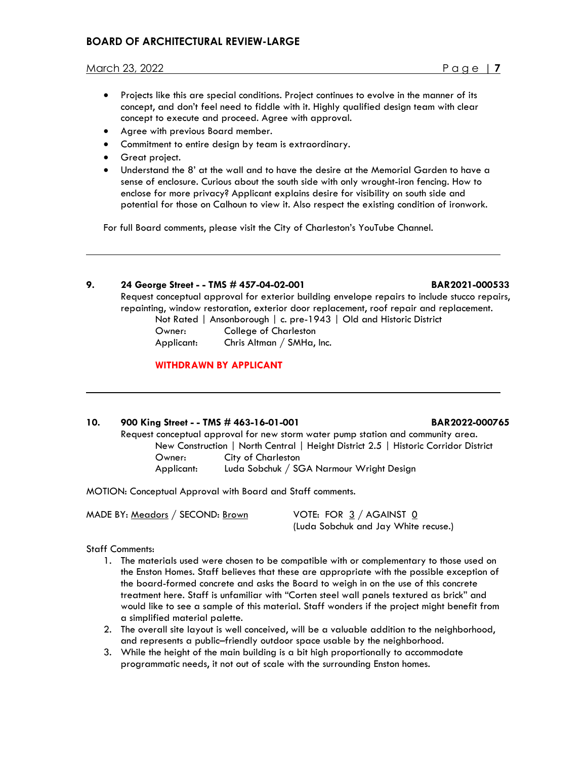- Projects like this are special conditions. Project continues to evolve in the manner of its concept, and don't feel need to fiddle with it. Highly qualified design team with clear concept to execute and proceed. Agree with approval.
- Agree with previous Board member.
- Commitment to entire design by team is extraordinary.
- Great project.
- Understand the 8' at the wall and to have the desire at the Memorial Garden to have a sense of enclosure. Curious about the south side with only wrought-iron fencing. How to enclose for more privacy? Applicant explains desire for visibility on south side and potential for those on Calhoun to view it. Also respect the existing condition of ironwork.

For full Board comments, please visit the City of Charleston's YouTube Channel.

---

**9. 24 George Street - - TMS # 457-04-02-001 BAR2021-000533**

Request conceptual approval for exterior building envelope repairs to include stucco repairs, repainting, window restoration, exterior door replacement, roof repair and replacement.

Not Rated | Ansonborough | c. pre-1943 | Old and Historic District

Owner: College of Charleston

Applicant: Chris Altman / SMHa, Inc.

**WITHDRAWN BY APPLICANT**

---

**10. 900 King Street - - TMS # 463-16-01-001 BAR2022-000765**

Request conceptual approval for new storm water pump station and community area.

New Construction | North Central | Height District 2.5 | Historic Corridor District

Owner: City of Charleston

Applicant: Luda Sobchuk / SGA Narmour Wright Design

MOTION: Conceptual Approval with Board and Staff comments.

MADE BY: Meadors / SECOND: Brown VOTE: FOR 3 / AGAINST 0
(Luda Sobchuk and Jay White recuse.)

Staff Comments:

1. The materials used were chosen to be compatible with or complementary to those used on the Enston Homes. Staff believes that these are appropriate with the possible exception of the board-formed concrete and asks the Board to weigh in on the use of this concrete treatment here. Staff is unfamiliar with "Corten steel wall panels textured as brick" and would like to see a sample of this material. Staff wonders if the project might benefit from a simplified material palette.
2. The overall site layout is well conceived, will be a valuable addition to the neighborhood, and represents a public–friendly outdoor space usable by the neighborhood.
3. While the height of the main building is a bit high proportionally to accommodate programmatic needs, it not out of scale with the surrounding Enston homes.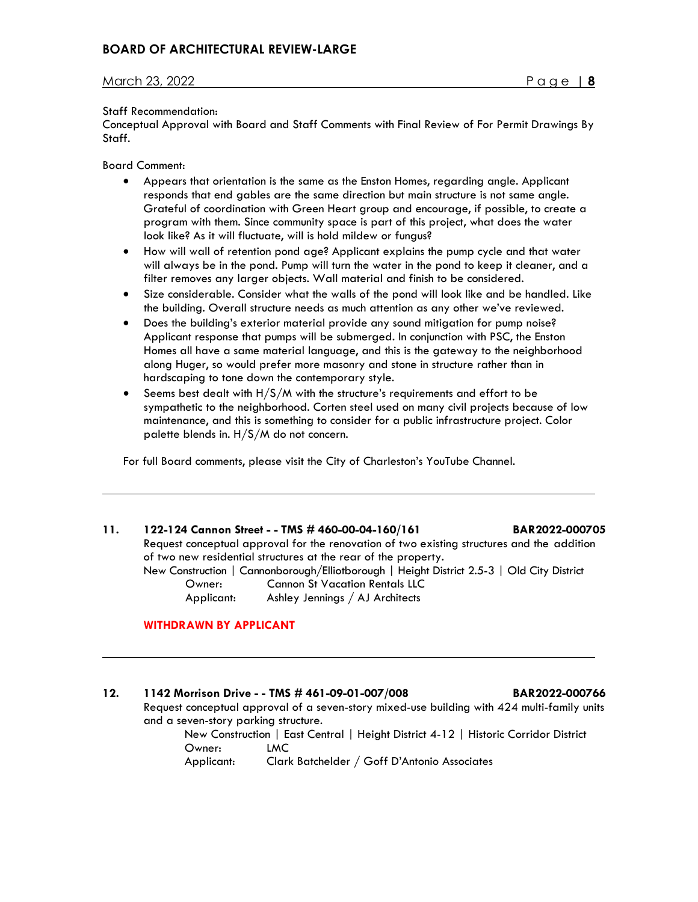Staff Recommendation:
Conceptual Approval with Board and Staff Comments with Final Review of For Permit Drawings By Staff.

Board Comment:

- Appears that orientation is the same as the Enston Homes, regarding angle. Applicant responds that end gables are the same direction but main structure is not same angle. Grateful of coordination with Green Heart group and encourage, if possible, to create a program with them. Since community space is part of this project, what does the water look like? As it will fluctuate, will is hold mildew or fungus?
- How will wall of retention pond age? Applicant explains the pump cycle and that water will always be in the pond. Pump will turn the water in the pond to keep it cleaner, and a filter removes any larger objects. Wall material and finish to be considered.
- Size considerable. Consider what the walls of the pond will look like and be handled. Like the building. Overall structure needs as much attention as any other we've reviewed.
- Does the building's exterior material provide any sound mitigation for pump noise? Applicant response that pumps will be submerged. In conjunction with PSC, the Enston Homes all have a same material language, and this is the gateway to the neighborhood along Huger, so would prefer more masonry and stone in structure rather than in hardscaping to tone down the contemporary style.
- Seems best dealt with H/S/M with the structure's requirements and effort to be sympathetic to the neighborhood. Corten steel used on many civil projects because of low maintenance, and this is something to consider for a public infrastructure project. Color palette blends in. H/S/M do not concern.

For full Board comments, please visit the City of Charleston's YouTube Channel.

---

**11. 122-124 Cannon Street - - TMS # 460-00-04-160/161 BAR2022-000705**

Request conceptual approval for the renovation of two existing structures and the addition of two new residential structures at the rear of the property.

New Construction | Cannonborough/Elliotborough | Height District 2.5-3 | Old City District

Owner: Cannon St Vacation Rentals LLC
Applicant: Ashley Jennings / AJ Architects

**WITHDRAWN BY APPLICANT**

---

**12. 1142 Morrison Drive - - TMS # 461-09-01-007/008 BAR2022-000766**

Request conceptual approval of a seven-story mixed-use building with 424 multi-family units and a seven-story parking structure.

New Construction | East Central | Height District 4-12 | Historic Corridor District

Owner: LMC
Applicant: Clark Batchelder / Goff D'Antonio Associates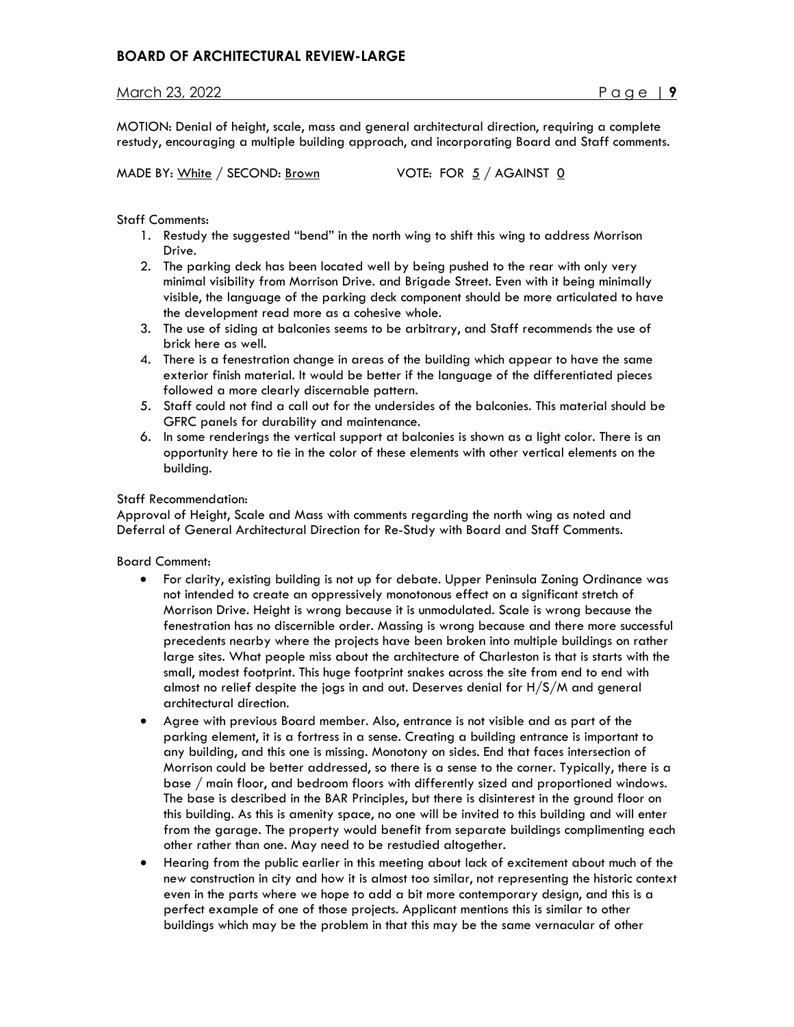MOTION: Denial of height, scale, mass and general architectural direction, requiring a complete restudy, encouraging a multiple building approach, and incorporating Board and Staff comments.

MADE BY: White / SECOND: Brown VOTE: FOR 5 / AGAINST 0

Staff Comments:

1. Restudy the suggested "bend" in the north wing to shift this wing to address Morrison Drive.
2. The parking deck has been located well by being pushed to the rear with only very minimal visibility from Morrison Drive. and Brigade Street. Even with it being minimally visible, the language of the parking deck component should be more articulated to have the development read more as a cohesive whole.
3. The use of siding at balconies seems to be arbitrary, and Staff recommends the use of brick here as well.
4. There is a fenestration change in areas of the building which appear to have the same exterior finish material. It would be better if the language of the differentiated pieces followed a more clearly discernable pattern.
5. Staff could not find a call out for the undersides of the balconies. This material should be GFRC panels for durability and maintenance.
6. In some renderings the vertical support at balconies is shown as a light color. There is an opportunity here to tie in the color of these elements with other vertical elements on the building.

Staff Recommendation:
Approval of Height, Scale and Mass with comments regarding the north wing as noted and Deferral of General Architectural Direction for Re-Study with Board and Staff Comments.

Board Comment:

- For clarity, existing building is not up for debate. Upper Peninsula Zoning Ordinance was not intended to create an oppressively monotonous effect on a significant stretch of Morrison Drive. Height is wrong because it is unmodulated. Scale is wrong because the fenestration has no discernible order. Massing is wrong because and there more successful precedents nearby where the projects have been broken into multiple buildings on rather large sites. What people miss about the architecture of Charleston is that is starts with the small, modest footprint. This huge footprint snakes across the site from end to end with almost no relief despite the jogs in and out. Deserves denial for H/S/M and general architectural direction.
- Agree with previous Board member. Also, entrance is not visible and as part of the parking element, it is a fortress in a sense. Creating a building entrance is important to any building, and this one is missing. Monotony on sides. End that faces intersection of Morrison could be better addressed, so there is a sense to the corner. Typically, there is a base / main floor, and bedroom floors with differently sized and proportioned windows. The base is described in the BAR Principles, but there is disinterest in the ground floor on this building. As this is amenity space, no one will be invited to this building and will enter from the garage. The property would benefit from separate buildings complimenting each other rather than one. May need to be restudied altogether.
- Hearing from the public earlier in this meeting about lack of excitement about much of the new construction in city and how it is almost too similar, not representing the historic context even in the parts where we hope to add a bit more contemporary design, and this is a perfect example of one of those projects. Applicant mentions this is similar to other buildings which may be the problem in that this may be the same vernacular of other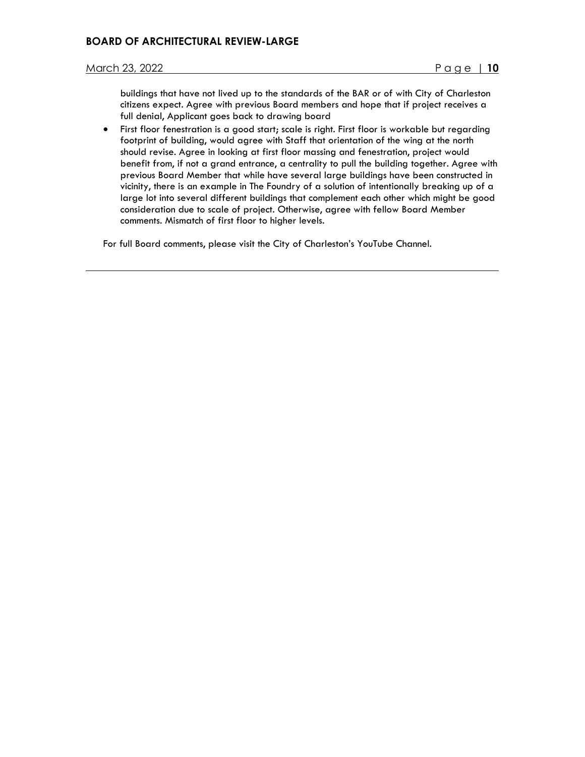buildings that have not lived up to the standards of the BAR or of with City of Charleston citizens expect. Agree with previous Board members and hope that if project receives a full denial, Applicant goes back to drawing board

- First floor fenestration is a good start; scale is right. First floor is workable but regarding footprint of building, would agree with Staff that orientation of the wing at the north should revise. Agree in looking at first floor massing and fenestration, project would benefit from, if not a grand entrance, a centrality to pull the building together. Agree with previous Board Member that while have several large buildings have been constructed in vicinity, there is an example in The Foundry of a solution of intentionally breaking up of a large lot into several different buildings that complement each other which might be good consideration due to scale of project. Otherwise, agree with fellow Board Member comments. Mismatch of first floor to higher levels.

For full Board comments, please visit the City of Charleston's YouTube Channel.